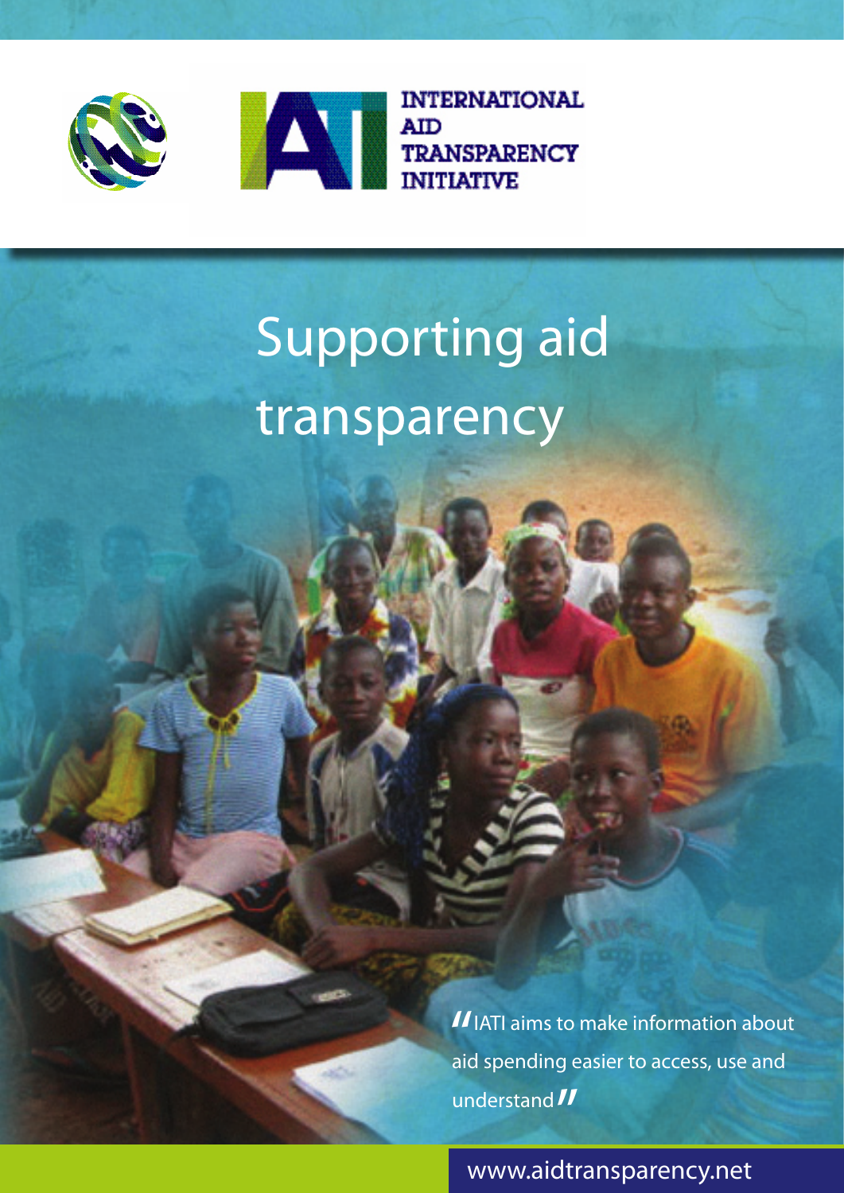INTERNATIONAL AID TRANSPARENCY INITIATIVE

# Supporting aid transparency

"IATI aims to make information about aid spending easier to access, use and understand"

www.aidtransparency.net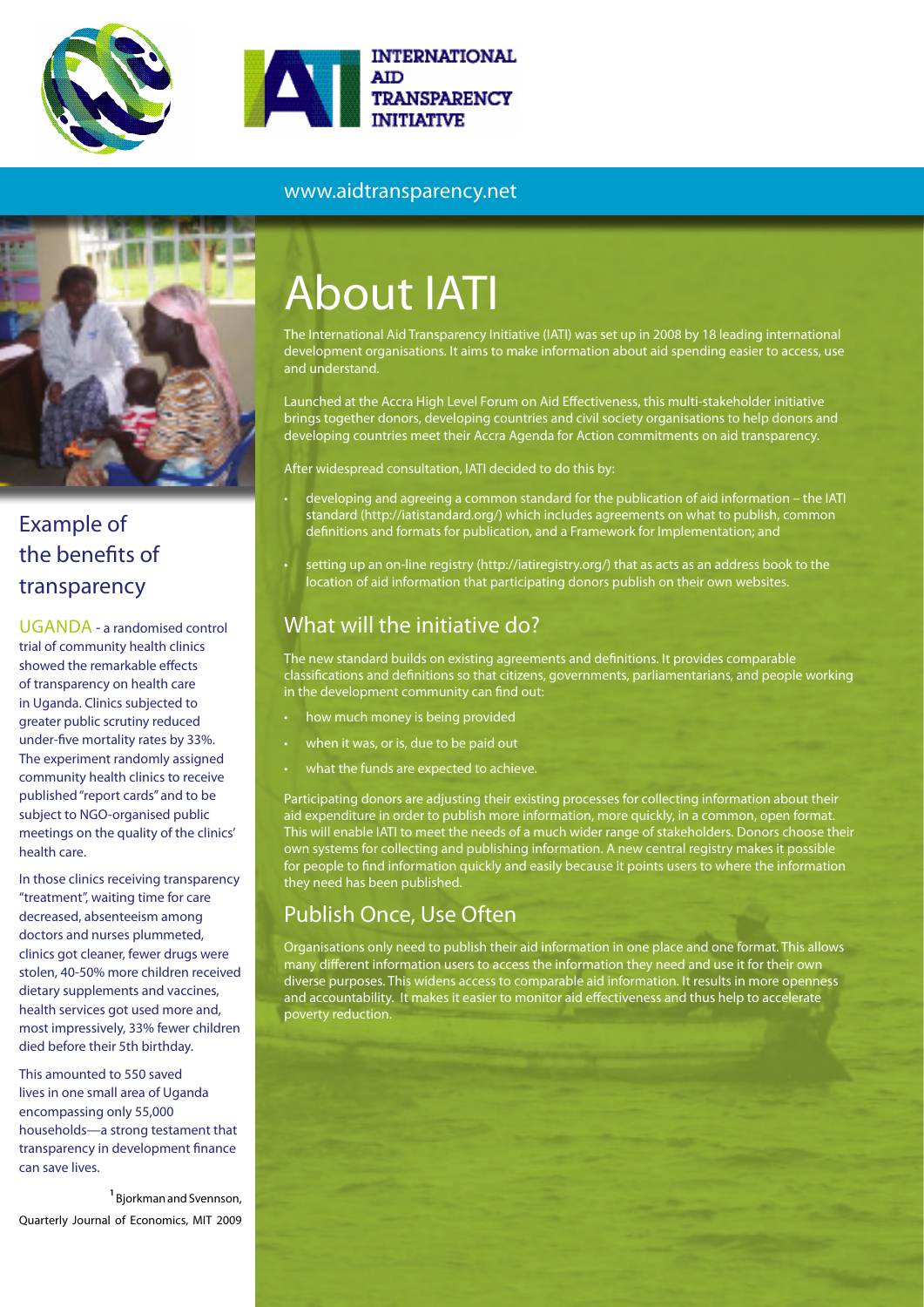INTERNATIONAL AID TRANSPARENCY INITIATIVE

www.aidtransparency.net

# About IATI

The International Aid Transparency Initiative (IATI) was set up in 2008 by 18 leading international development organisations. It aims to make information about aid spending easier to access, use and understand.

Launched at the Accra High Level Forum on Aid Effectiveness, this multi-stakeholder initiative brings together donors, developing countries and civil society organisations to help donors and developing countries meet their Accra Agenda for Action commitments on aid transparency.

After widespread consultation, IATI decided to do this by:

- developing and agreeing a common standard for the publication of aid information – the IATI standard (http://iatistandard.org/) which includes agreements on what to publish, common definitions and formats for publication, and a Framework for Implementation; and
- setting up an on-line registry (http://iatiregistry.org/) that as acts as an address book to the location of aid information that participating donors publish on their own websites.

## What will the initiative do?

The new standard builds on existing agreements and definitions. It provides comparable classifications and definitions so that citizens, governments, parliamentarians, and people working in the development community can find out:

- how much money is being provided
- when it was, or is, due to be paid out
- what the funds are expected to achieve.

Participating donors are adjusting their existing processes for collecting information about their aid expenditure in order to publish more information, more quickly, in a common, open format. This will enable IATI to meet the needs of a much wider range of stakeholders. Donors choose their own systems for collecting and publishing information. A new central registry makes it possible for people to find information quickly and easily because it points users to where the information they need has been published.

## Publish Once, Use Often

Organisations only need to publish their aid information in one place and one format. This allows many different information users to access the information they need and use it for their own diverse purposes. This widens access to comparable aid information. It results in more openness and accountability. It makes it easier to monitor aid effectiveness and thus help to accelerate poverty reduction.

## Example of the benefits of transparency

UGANDA - a randomised control trial of community health clinics showed the remarkable effects of transparency on health care in Uganda. Clinics subjected to greater public scrutiny reduced under-five mortality rates by 33%. The experiment randomly assigned community health clinics to receive published "report cards" and to be subject to NGO-organised public meetings on the quality of the clinics' health care.

In those clinics receiving transparency "treatment", waiting time for care decreased, absenteeism among doctors and nurses plummeted, clinics got cleaner, fewer drugs were stolen, 40-50% more children received dietary supplements and vaccines, health services got used more and, most impressively, 33% fewer children died before their 5th birthday.

This amounted to 550 saved lives in one small area of Uganda encompassing only 55,000 households—a strong testament that transparency in development finance can save lives.

[1] Bjorkman and Svennson, Quarterly Journal of Economics, MIT 2009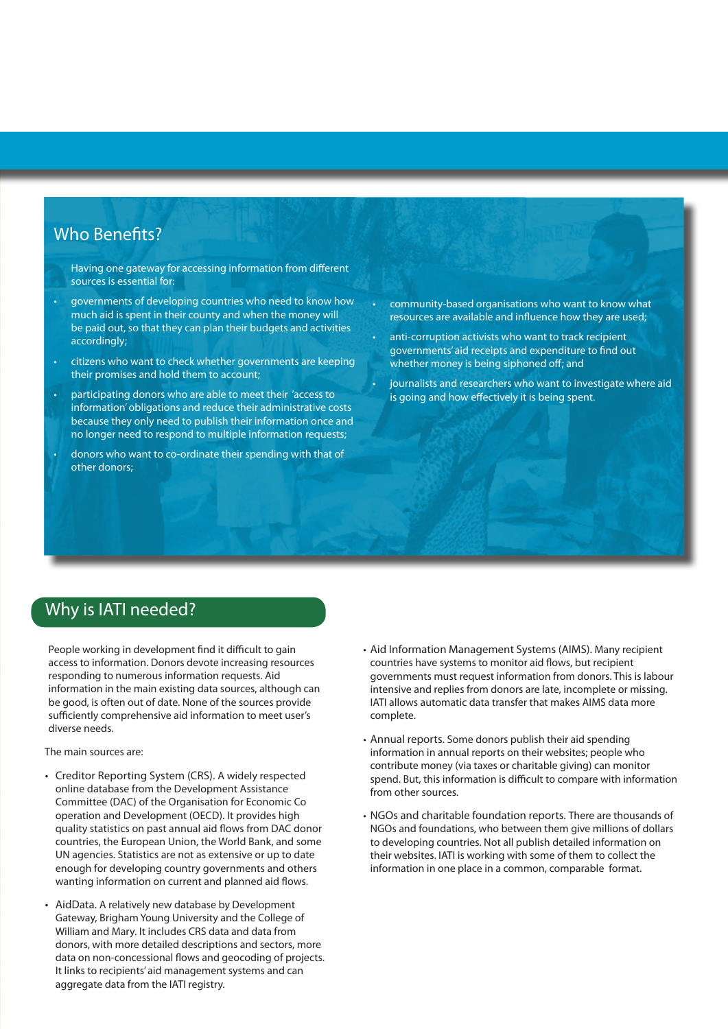## Who Benefits?

Having one gateway for accessing information from different sources is essential for:

- governments of developing countries who need to know how much aid is spent in their county and when the money will be paid out, so that they can plan their budgets and activities accordingly;
- citizens who want to check whether governments are keeping their promises and hold them to account;
- participating donors who are able to meet their 'access to information' obligations and reduce their administrative costs because they only need to publish their information once and no longer need to respond to multiple information requests;
- donors who want to co-ordinate their spending with that of other donors;
- community-based organisations who want to know what resources are available and influence how they are used;
- anti-corruption activists who want to track recipient governments' aid receipts and expenditure to find out whether money is being siphoned off; and
- journalists and researchers who want to investigate where aid is going and how effectively it is being spent.

## Why is IATI needed?

People working in development find it difficult to gain access to information. Donors devote increasing resources responding to numerous information requests. Aid information in the main existing data sources, although can be good, is often out of date. None of the sources provide sufficiently comprehensive aid information to meet user's diverse needs.

The main sources are:

- Creditor Reporting System (CRS). A widely respected online database from the Development Assistance Committee (DAC) of the Organisation for Economic Co operation and Development (OECD). It provides high quality statistics on past annual aid flows from DAC donor countries, the European Union, the World Bank, and some UN agencies. Statistics are not as extensive or up to date enough for developing country governments and others wanting information on current and planned aid flows.
- AidData. A relatively new database by Development Gateway, Brigham Young University and the College of William and Mary. It includes CRS data and data from donors, with more detailed descriptions and sectors, more data on non-concessional flows and geocoding of projects. It links to recipients' aid management systems and can aggregate data from the IATI registry.
- Aid Information Management Systems (AIMS). Many recipient countries have systems to monitor aid flows, but recipient governments must request information from donors. This is labour intensive and replies from donors are late, incomplete or missing. IATI allows automatic data transfer that makes AIMS data more complete.
- Annual reports. Some donors publish their aid spending information in annual reports on their websites; people who contribute money (via taxes or charitable giving) can monitor spend. But, this information is difficult to compare with information from other sources.
- NGOs and charitable foundation reports. There are thousands of NGOs and foundations, who between them give millions of dollars to developing countries. Not all publish detailed information on their websites. IATI is working with some of them to collect the information in one place in a common, comparable format.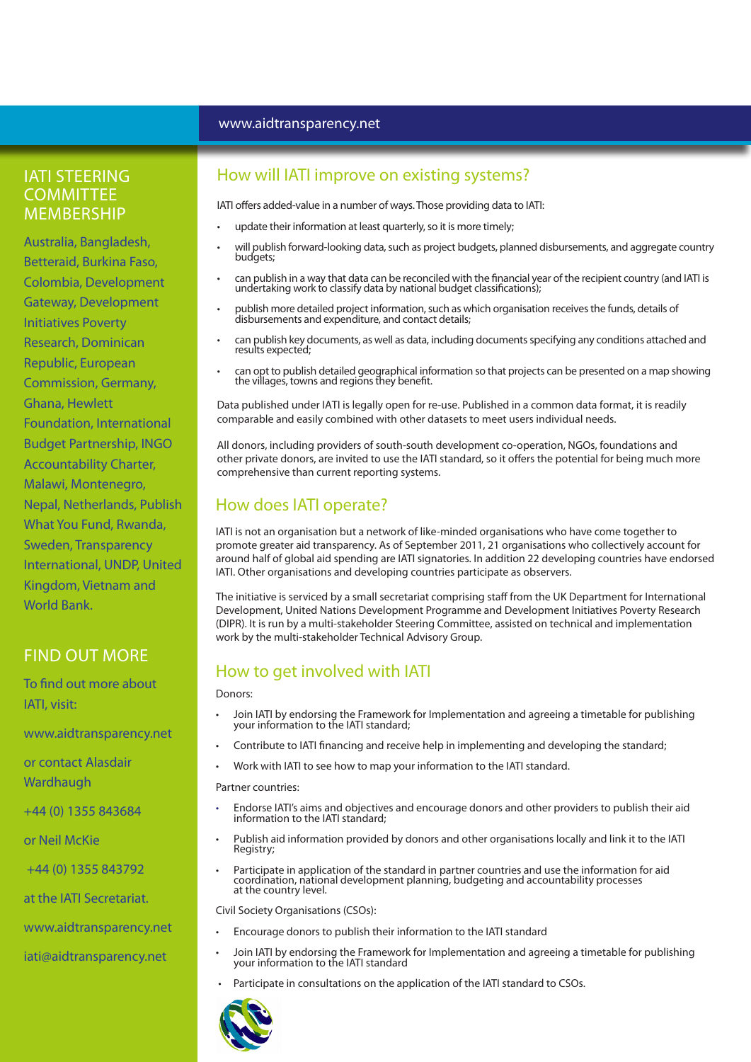www.aidtransparency.net

## IATI STEERING COMMITTEE MEMBERSHIP

Australia, Bangladesh, Betteraid, Burkina Faso, Colombia, Development Gateway, Development Initiatives Poverty Research, Dominican Republic, European Commission, Germany, Ghana, Hewlett Foundation, International Budget Partnership, INGO Accountability Charter, Malawi, Montenegro, Nepal, Netherlands, Publish What You Fund, Rwanda, Sweden, Transparency International, UNDP, United Kingdom, Vietnam and World Bank.

## FIND OUT MORE

To find out more about IATI, visit:

www.aidtransparency.net

or contact Alasdair Wardhaugh

+44 (0) 1355 843684

or Neil McKie

+44 (0) 1355 843792

at the IATI Secretariat.

www.aidtransparency.net

iati@aidtransparency.net

## How will IATI improve on existing systems?

IATI offers added-value in a number of ways. Those providing data to IATI:

- update their information at least quarterly, so it is more timely;
- will publish forward-looking data, such as project budgets, planned disbursements, and aggregate country budgets;
- can publish in a way that data can be reconciled with the financial year of the recipient country (and IATI is undertaking work to classify data by national budget classifications);
- publish more detailed project information, such as which organisation receives the funds, details of disbursements and expenditure, and contact details;
- can publish key documents, as well as data, including documents specifying any conditions attached and results expected;
- can opt to publish detailed geographical information so that projects can be presented on a map showing the villages, towns and regions they benefit.

Data published under IATI is legally open for re-use. Published in a common data format, it is readily comparable and easily combined with other datasets to meet users individual needs.

All donors, including providers of south-south development co-operation, NGOs, foundations and other private donors, are invited to use the IATI standard, so it offers the potential for being much more comprehensive than current reporting systems.

## How does IATI operate?

IATI is not an organisation but a network of like-minded organisations who have come together to promote greater aid transparency. As of September 2011, 21 organisations who collectively account for around half of global aid spending are IATI signatories. In addition 22 developing countries have endorsed IATI. Other organisations and developing countries participate as observers.

The initiative is serviced by a small secretariat comprising staff from the UK Department for International Development, United Nations Development Programme and Development Initiatives Poverty Research (DIPR). It is run by a multi-stakeholder Steering Committee, assisted on technical and implementation work by the multi-stakeholder Technical Advisory Group.

## How to get involved with IATI

Donors:

- Join IATI by endorsing the Framework for Implementation and agreeing a timetable for publishing your information to the IATI standard;
- Contribute to IATI financing and receive help in implementing and developing the standard;
- Work with IATI to see how to map your information to the IATI standard.

Partner countries:

- Endorse IATI's aims and objectives and encourage donors and other providers to publish their aid information to the IATI standard;
- Publish aid information provided by donors and other organisations locally and link it to the IATI Registry;
- Participate in application of the standard in partner countries and use the information for aid coordination, national development planning, budgeting and accountability processes at the country level.

Civil Society Organisations (CSOs):

- Encourage donors to publish their information to the IATI standard
- Join IATI by endorsing the Framework for Implementation and agreeing a timetable for publishing your information to the IATI standard
- Participate in consultations on the application of the IATI standard to CSOs.